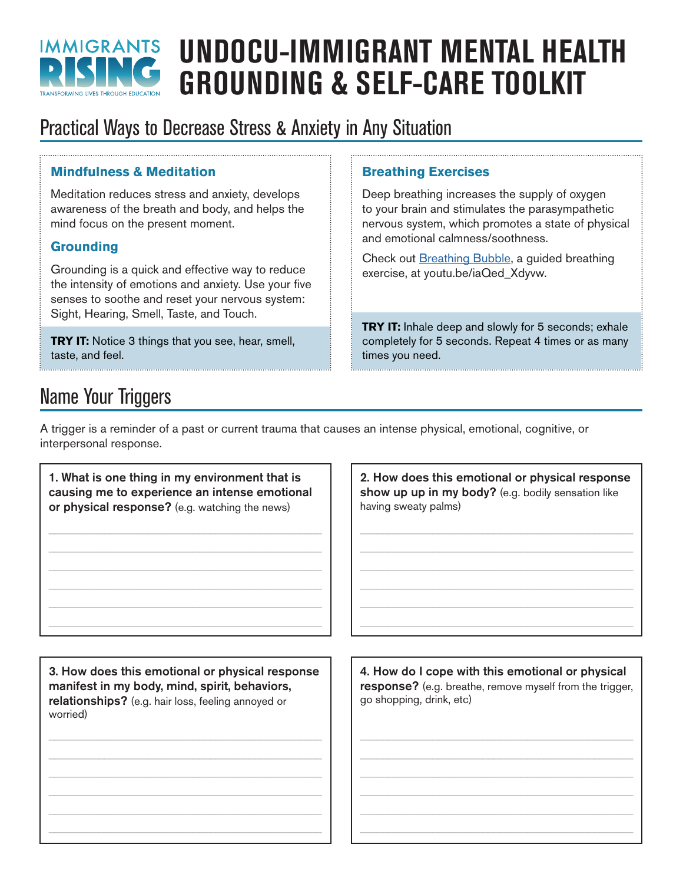IMMIGRANTS RISING
TRANSFORMING LIVES THROUGH EDUCATION

# UNDOCU-IMMIGRANT MENTAL HEALTH GROUNDING & SELF-CARE TOOLKIT

## Practical Ways to Decrease Stress & Anxiety in Any Situation

### Mindfulness & Meditation

Meditation reduces stress and anxiety, develops awareness of the breath and body, and helps the mind focus on the present moment.

### Grounding

Grounding is a quick and effective way to reduce the intensity of emotions and anxiety. Use your five senses to soothe and reset your nervous system: Sight, Hearing, Smell, Taste, and Touch.

**TRY IT:** Notice 3 things that you see, hear, smell, taste, and feel.

### Breathing Exercises

Deep breathing increases the supply of oxygen to your brain and stimulates the parasympathetic nervous system, which promotes a state of physical and emotional calmness/soothness.

Check out Breathing Bubble, a guided breathing exercise, at youtu.be/iaQed_Xdyvw.

**TRY IT:** Inhale deep and slowly for 5 seconds; exhale completely for 5 seconds. Repeat 4 times or as many times you need.

## Name Your Triggers

A trigger is a reminder of a past or current trauma that causes an intense physical, emotional, cognitive, or interpersonal response.

**1. What is one thing in my environment that is causing me to experience an intense emotional or physical response?** (e.g. watching the news)

______________________________________________

______________________________________________

______________________________________________

______________________________________________

______________________________________________

______________________________________________

**2. How does this emotional or physical response show up up in my body?** (e.g. bodily sensation like having sweaty palms)

______________________________________________

______________________________________________

______________________________________________

______________________________________________

______________________________________________

______________________________________________

**3. How does this emotional or physical response manifest in my body, mind, spirit, behaviors, relationships?** (e.g. hair loss, feeling annoyed or worried)

______________________________________________

______________________________________________

______________________________________________

______________________________________________

______________________________________________

______________________________________________

**4. How do I cope with this emotional or physical response?** (e.g. breathe, remove myself from the trigger, go shopping, drink, etc)

______________________________________________

______________________________________________

______________________________________________

______________________________________________

______________________________________________

______________________________________________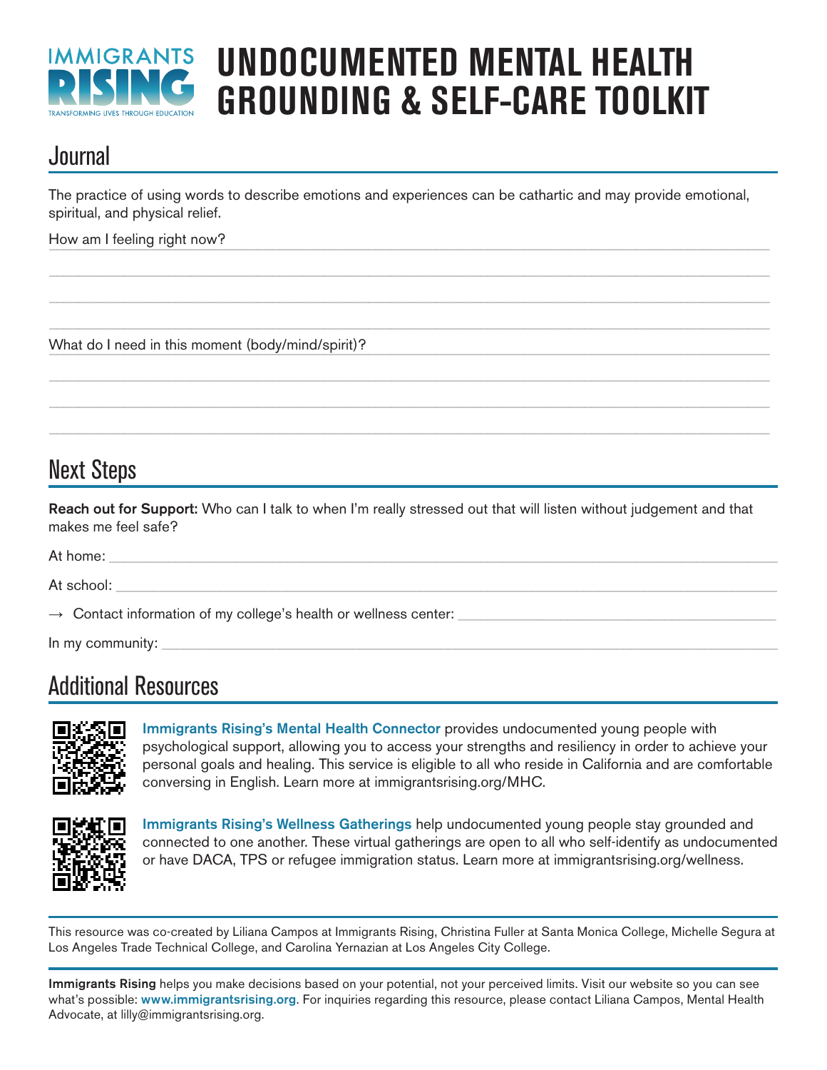# UNDOCUMENTED MENTAL HEALTH GROUNDING & SELF-CARE TOOLKIT

## Journal

The practice of using words to describe emotions and experiences can be cathartic and may provide emotional, spiritual, and physical relief.

How am I feeling right now?

What do I need in this moment (body/mind/spirit)?

## Next Steps

**Reach out for Support:** Who can I talk to when I'm really stressed out that will listen without judgement and that makes me feel safe?

At home: ______________________________

At school: ______________________________

→ Contact information of my college's health or wellness center: ______________________________

In my community: ______________________________

## Additional Resources

**Immigrants Rising's Mental Health Connector** provides undocumented young people with psychological support, allowing you to access your strengths and resiliency in order to achieve your personal goals and healing. This service is eligible to all who reside in California and are comfortable conversing in English. Learn more at immigrantsrising.org/MHC.

**Immigrants Rising's Wellness Gatherings** help undocumented young people stay grounded and connected to one another. These virtual gatherings are open to all who self-identify as undocumented or have DACA, TPS or refugee immigration status. Learn more at immigrantsrising.org/wellness.

This resource was co-created by Liliana Campos at Immigrants Rising, Christina Fuller at Santa Monica College, Michelle Segura at Los Angeles Trade Technical College, and Carolina Yernazian at Los Angeles City College.

**Immigrants Rising** helps you make decisions based on your potential, not your perceived limits. Visit our website so you can see what's possible: www.immigrantsrising.org. For inquiries regarding this resource, please contact Liliana Campos, Mental Health Advocate, at lilly@immigrantsrising.org.